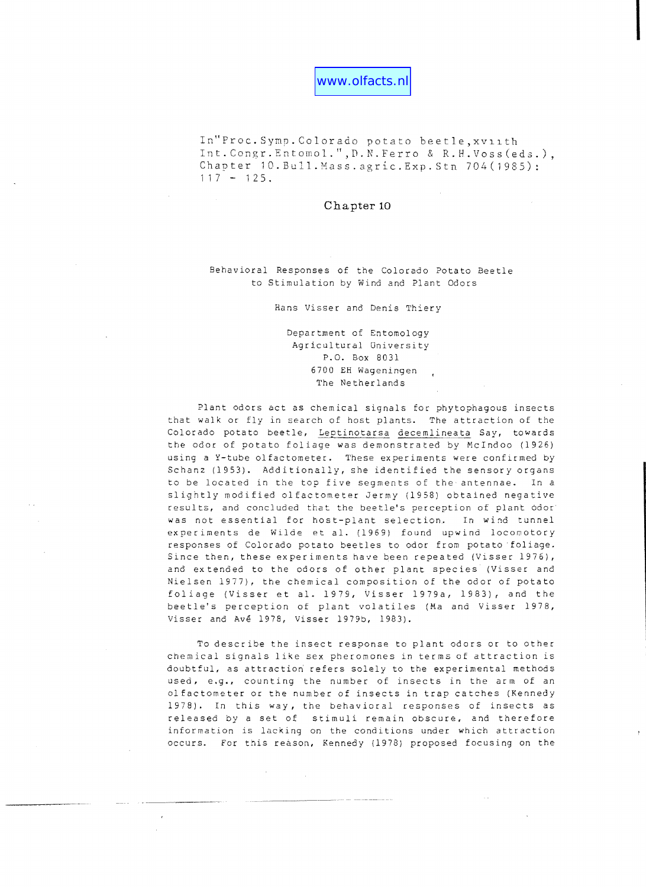www.olfacts.nl

In "Proc.Symp.Colorado potato beetle, xviith Int.Congr.Entomol.", D.N.Ferro & R.H.Voss(eds.), Chapter 10.Bull.Mass.agric.Exp.Stn 704(1985): 117 - 125.

# Chapter 10

## Behavioral Responses of the Colorado Potato Beetle to Stimulation by Wind and Plant Odors

Hans Visser and Denis Thiery

Department of Entomology
Agricultural University
P.O. Box 8031
6700 EH Wageningen
The Netherlands

Plant odors act as chemical signals for phytophagous insects that walk or fly in search of host plants. The attraction of the Colorado potato beetle, *Leptinotarsa decemlineata* Say, towards the odor of potato foliage was demonstrated by McIndoo (1926) using a Y-tube olfactometer. These experiments were confirmed by Schanz (1953). Additionally, she identified the sensory organs to be located in the top five segments of the antennae. In a slightly modified olfactometer Jermy (1958) obtained negative results, and concluded that the beetle's perception of plant odor was not essential for host-plant selection. In wind tunnel experiments de Wilde et al. (1969) found upwind locomotory responses of Colorado potato beetles to odor from potato foliage. Since then, these experiments have been repeated (Visser 1976), and extended to the odors of other plant species (Visser and Nielsen 1977), the chemical composition of the odor of potato foliage (Visser et al. 1979, Visser 1979a, 1983), and the beetle's perception of plant volatiles (Ma and Visser 1978, Visser and Avé 1978, Visser 1979b, 1983).

To describe the insect response to plant odors or to other chemical signals like sex pheromones in terms of attraction is doubtful, as attraction refers solely to the experimental methods used, e.g., counting the number of insects in the arm of an olfactometer or the number of insects in trap catches (Kennedy 1978). In this way, the behavioral responses of insects as released by a set of stimuli remain obscure, and therefore information is lacking on the conditions under which attraction occurs. For this reason, Kennedy (1978) proposed focusing on the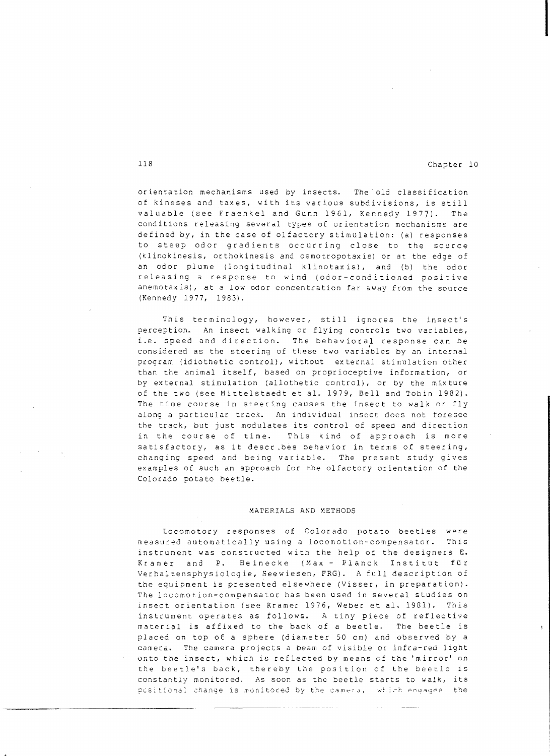orientation mechanisms used by insects. The old classification of kineses and taxes, with its various subdivisions, is still valuable (see Fraenkel and Gunn 1961, Kennedy 1977). The conditions releasing several types of orientation mechanisms are defined by, in the case of olfactory stimulation: (a) responses to steep odor gradients occurring close to the source (klinokinesis, orthokinesis and osmotropotaxis) or at the edge of an odor plume (longitudinal klinotaxis), and (b) the odor releasing a response to wind (odor-conditioned positive anemotaxis), at a low odor concentration far away from the source (Kennedy 1977, 1983).

This terminology, however, still ignores the insect's perception. An insect walking or flying controls two variables, i.e. speed and direction. The behavioral response can be considered as the steering of these two variables by an internal program (idiothetic control), without external stimulation other than the animal itself, based on proprioceptive information, or by external stimulation (allothetic control), or by the mixture of the two (see Mittelstaedt et al. 1979, Bell and Tobin 1982). The time course in steering causes the insect to walk or fly along a particular track. An individual insect does not foresee the track, but just modulates its control of speed and direction in the course of time. This kind of approach is more satisfactory, as it describes behavior in terms of steering, changing speed and being variable. The present study gives examples of such an approach for the olfactory orientation of the Colorado potato beetle.

## MATERIALS AND METHODS

Locomotory responses of Colorado potato beetles were measured automatically using a locomotion-compensator. This instrument was constructed with the help of the designers E. Kramer and P. Heinecke (Max - Planck Institut für Verhaltensphysiologie, Seewiesen, FRG). A full description of the equipment is presented elsewhere (Visser, in preparation). The locomotion-compensator has been used in several studies on insect orientation (see Kramer 1976, Weber et al. 1981). This instrument operates as follows. A tiny piece of reflective material is affixed to the back of a beetle. The beetle is placed on top of a sphere (diameter 50 cm) and observed by a camera. The camera projects a beam of visible or infra-red light onto the insect, which is reflected by means of the 'mirror' on the beetle's back, thereby the position of the beetle is constantly monitored. As soon as the beetle starts to walk, its positional change is monitored by the camera, which engages the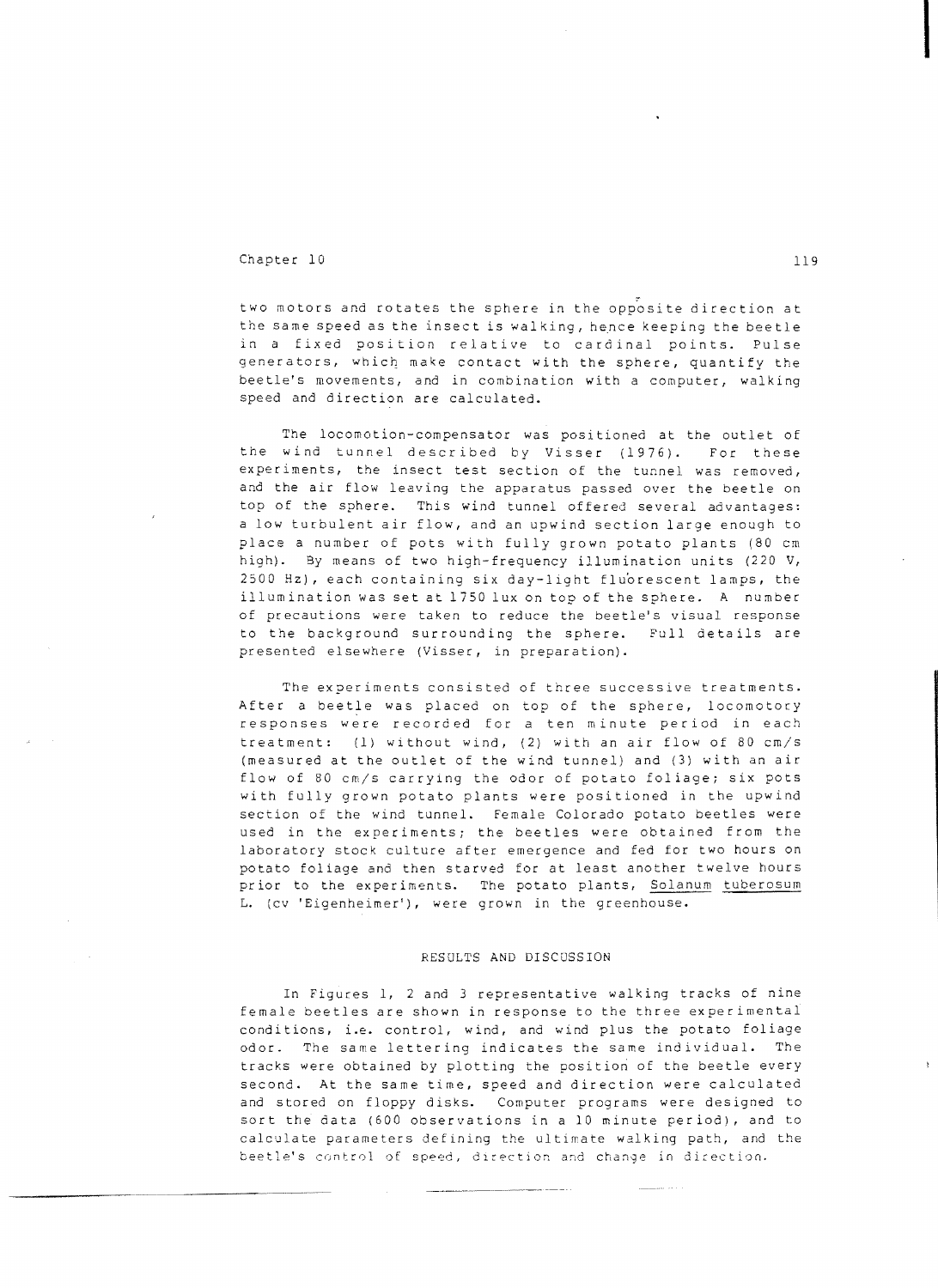two motors and rotates the sphere in the opposite direction at the same speed as the insect is walking, hence keeping the beetle in a fixed position relative to cardinal points. Pulse generators, which make contact with the sphere, quantify the beetle's movements, and in combination with a computer, walking speed and direction are calculated.

The locomotion-compensator was positioned at the outlet of the wind tunnel described by Visser (1976). For these experiments, the insect test section of the tunnel was removed, and the air flow leaving the apparatus passed over the beetle on top of the sphere. This wind tunnel offered several advantages: a low turbulent air flow, and an upwind section large enough to place a number of pots with fully grown potato plants (80 cm high). By means of two high-frequency illumination units (220 V, 2500 Hz), each containing six day-light fluorescent lamps, the illumination was set at 1750 lux on top of the sphere. A number of precautions were taken to reduce the beetle's visual response to the background surrounding the sphere. Full details are presented elsewhere (Visser, in preparation).

The experiments consisted of three successive treatments. After a beetle was placed on top of the sphere, locomotory responses were recorded for a ten minute period in each treatment: (1) without wind, (2) with an air flow of 80 cm/s (measured at the outlet of the wind tunnel) and (3) with an air flow of 80 cm/s carrying the odor of potato foliage; six pots with fully grown potato plants were positioned in the upwind section of the wind tunnel. Female Colorado potato beetles were used in the experiments; the beetles were obtained from the laboratory stock culture after emergence and fed for two hours on potato foliage and then starved for at least another twelve hours prior to the experiments. The potato plants, *Solanum tuberosum* L. (cv 'Eigenheimer'), were grown in the greenhouse.

## RESULTS AND DISCUSSION

In Figures 1, 2 and 3 representative walking tracks of nine female beetles are shown in response to the three experimental conditions, i.e. control, wind, and wind plus the potato foliage odor. The same lettering indicates the same individual. The tracks were obtained by plotting the position of the beetle every second. At the same time, speed and direction were calculated and stored on floppy disks. Computer programs were designed to sort the data (600 observations in a 10 minute period), and to calculate parameters defining the ultimate walking path, and the beetle's control of speed, direction and change in direction.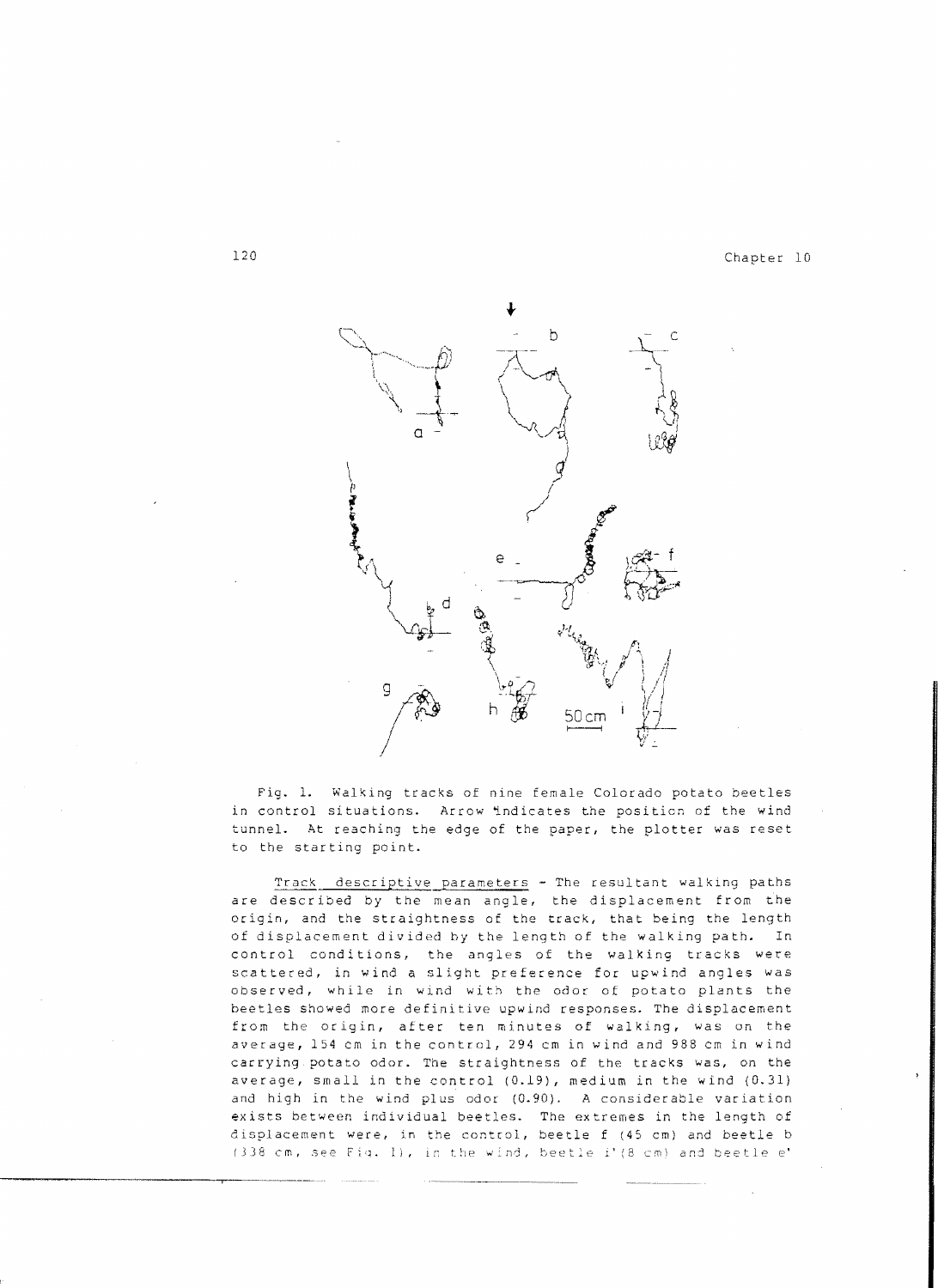Fig. 1. Walking tracks of nine female Colorado potato beetles in control situations. Arrow indicates the position of the wind tunnel. At reaching the edge of the paper, the plotter was reset to the starting point.

Track descriptive parameters - The resultant walking paths are described by the mean angle, the displacement from the origin, and the straightness of the track, that being the length of displacement divided by the length of the walking path. In control conditions, the angles of the walking tracks were scattered, in wind a slight preference for upwind angles was observed, while in wind with the odor of potato plants the beetles showed more definitive upwind responses. The displacement from the origin, after ten minutes of walking, was on the average, 154 cm in the control, 294 cm in wind and 988 cm in wind carrying potato odor. The straightness of the tracks was, on the average, small in the control (0.19), medium in the wind (0.31) and high in the wind plus odor (0.90). A considerable variation exists between individual beetles. The extremes in the length of displacement were, in the control, beetle f (45 cm) and beetle b (338 cm, see Fig. 1), in the wind, beetle i' (8 cm) and beetle e'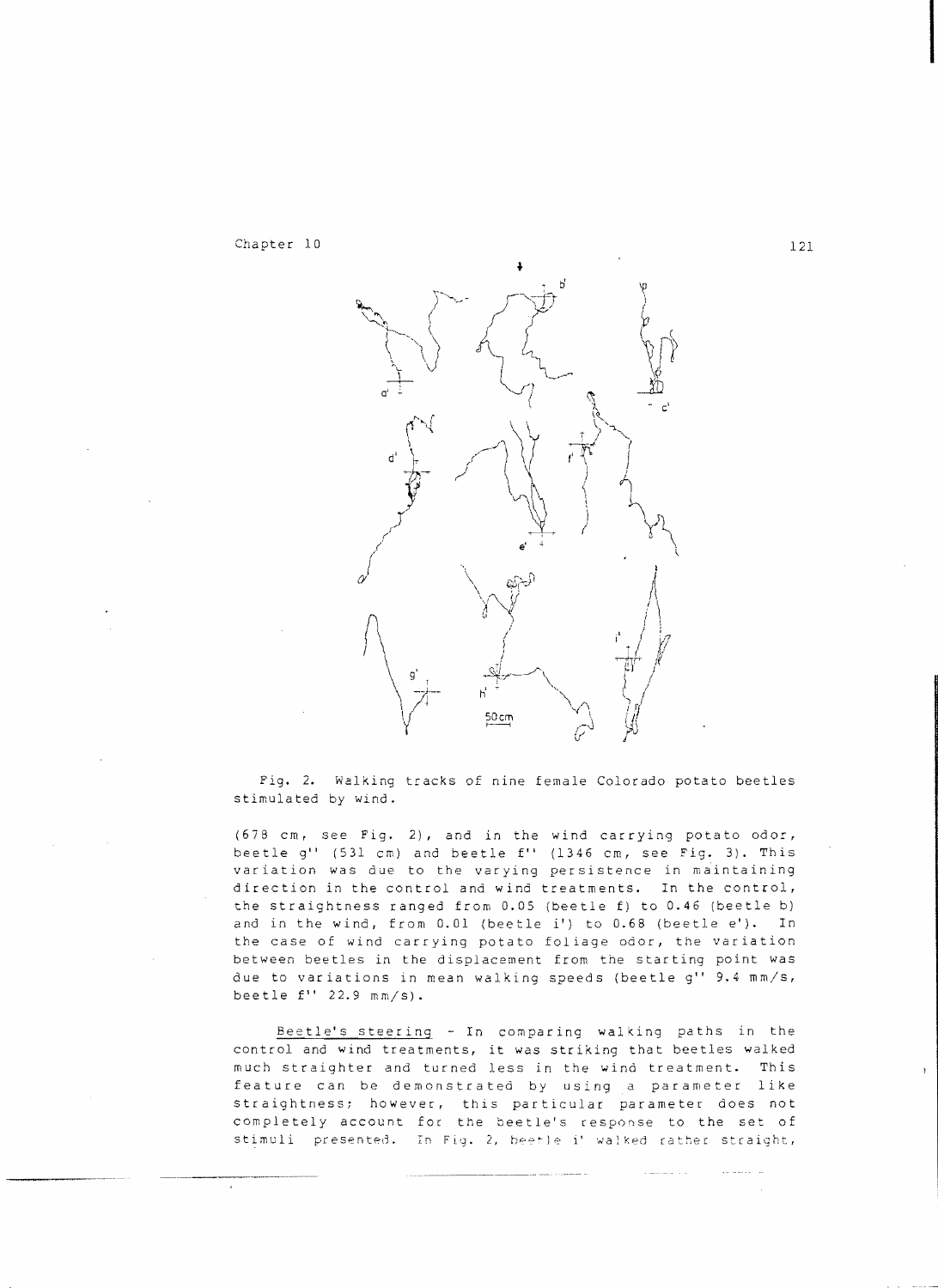Fig. 2. Walking tracks of nine female Colorado potato beetles stimulated by wind.

(678 cm, see Fig. 2), and in the wind carrying potato odor, beetle g'' (531 cm) and beetle f'' (1346 cm, see Fig. 3). This variation was due to the varying persistence in maintaining direction in the control and wind treatments. In the control, the straightness ranged from 0.05 (beetle f) to 0.46 (beetle b) and in the wind, from 0.01 (beetle i') to 0.68 (beetle e'). In the case of wind carrying potato foliage odor, the variation between beetles in the displacement from the starting point was due to variations in mean walking speeds (beetle g'' 9.4 mm/s, beetle f'' 22.9 mm/s).

Beetle's steering - In comparing walking paths in the control and wind treatments, it was striking that beetles walked much straighter and turned less in the wind treatment. This feature can be demonstrated by using a parameter like straightness; however, this particular parameter does not completely account for the beetle's response to the set of stimuli presented. In Fig. 2, beetle i' walked rather straight,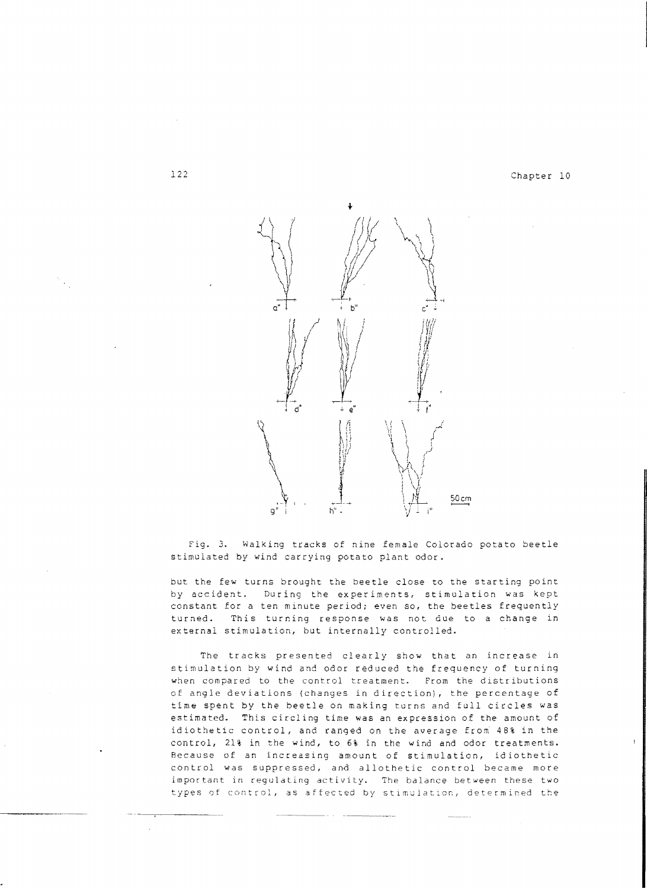Fig. 3. Walking tracks of nine female Colorado potato beetle stimulated by wind carrying potato plant odor.

but the few turns brought the beetle close to the starting point by accident. During the experiments, stimulation was kept constant for a ten minute period; even so, the beetles frequently turned. This turning response was not due to a change in external stimulation, but internally controlled.

The tracks presented clearly show that an increase in stimulation by wind and odor reduced the frequency of turning when compared to the control treatment. From the distributions of angle deviations (changes in direction), the percentage of time spent by the beetle on making turns and full circles was estimated. This circling time was an expression of the amount of idiothetic control, and ranged on the average from 48% in the control, 21% in the wind, to 6% in the wind and odor treatments. Because of an increasing amount of stimulation, idiothetic control was suppressed, and allothetic control became more important in regulating activity. The balance between these two types of control, as affected by stimulation, determined the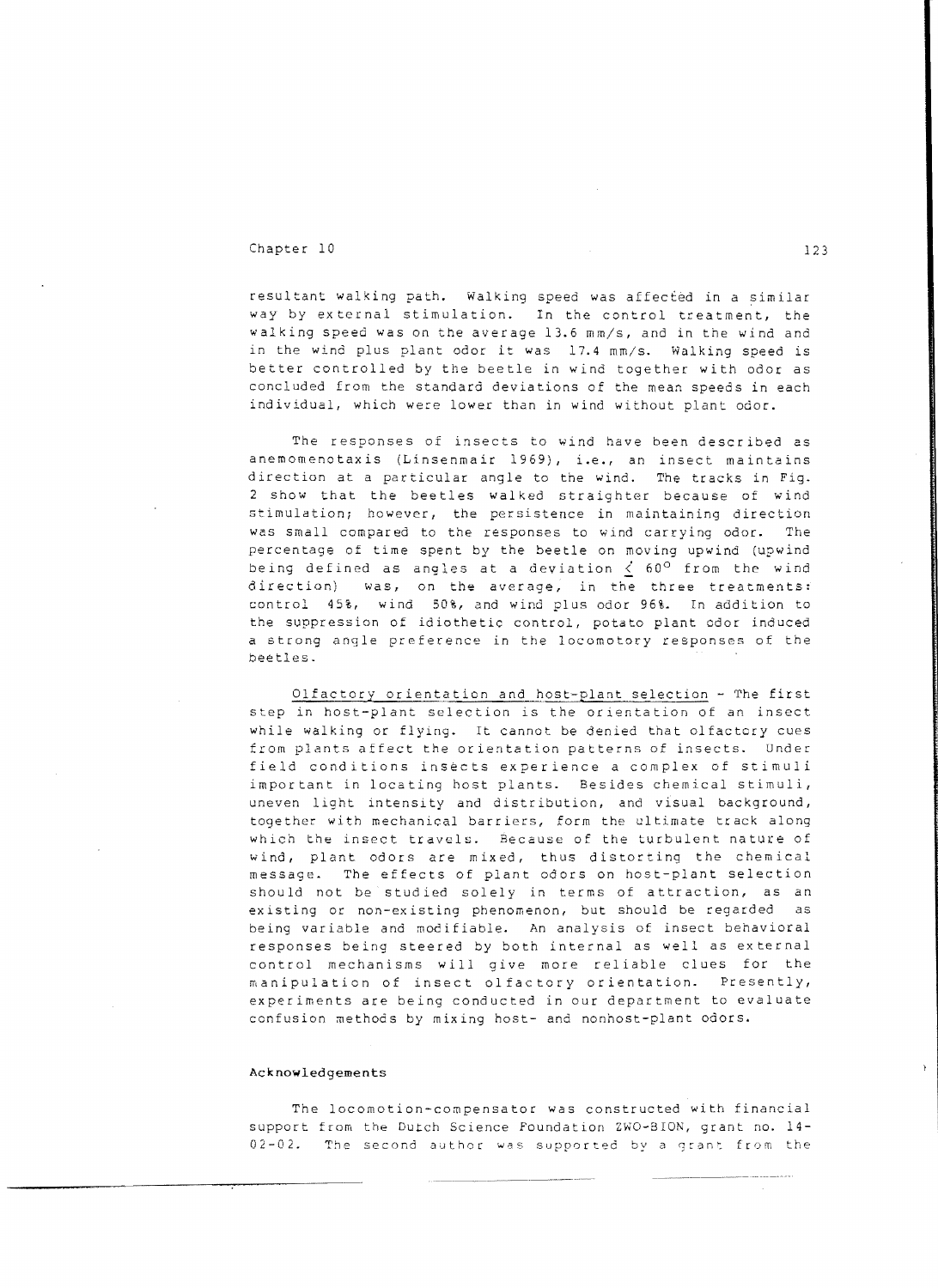resultant walking path. Walking speed was affected in a similar way by external stimulation. In the control treatment, the walking speed was on the average 13.6 mm/s, and in the wind and in the wind plus plant odor it was 17.4 mm/s. Walking speed is better controlled by the beetle in wind together with odor as concluded from the standard deviations of the mean speeds in each individual, which were lower than in wind without plant odor.

The responses of insects to wind have been described as anemomenotaxis (Linsenmair 1969), i.e., an insect maintains direction at a particular angle to the wind. The tracks in Fig. 2 show that the beetles walked straighter because of wind stimulation; however, the persistence in maintaining direction was small compared to the responses to wind carrying odor. The percentage of time spent by the beetle on moving upwind (upwind being defined as angles at a deviation $\leq 60^{\circ}$ from the wind direction) was, on the average, in the three treatments: control 45%, wind 50%, and wind plus odor 96%. In addition to the suppression of idiothetic control, potato plant odor induced a strong angle preference in the locomotory responses of the beetles.

Olfactory orientation and host-plant selection - The first step in host-plant selection is the orientation of an insect while walking or flying. It cannot be denied that olfactory cues from plants affect the orientation patterns of insects. Under field conditions insects experience a complex of stimuli important in locating host plants. Besides chemical stimuli, uneven light intensity and distribution, and visual background, together with mechanical barriers, form the ultimate track along which the insect travels. Because of the turbulent nature of wind, plant odors are mixed, thus distorting the chemical message. The effects of plant odors on host-plant selection should not be studied solely in terms of attraction, as an existing or non-existing phenomenon, but should be regarded as being variable and modifiable. An analysis of insect behavioral responses being steered by both internal as well as external control mechanisms will give more reliable clues for the manipulation of insect olfactory orientation. Presently, experiments are being conducted in our department to evaluate confusion methods by mixing host- and nonhost-plant odors.

#### Acknowledgements

The locomotion-compensator was constructed with financial support from the Dutch Science Foundation ZWO-BION, grant no. 14-02-02. The second author was supported by a grant from the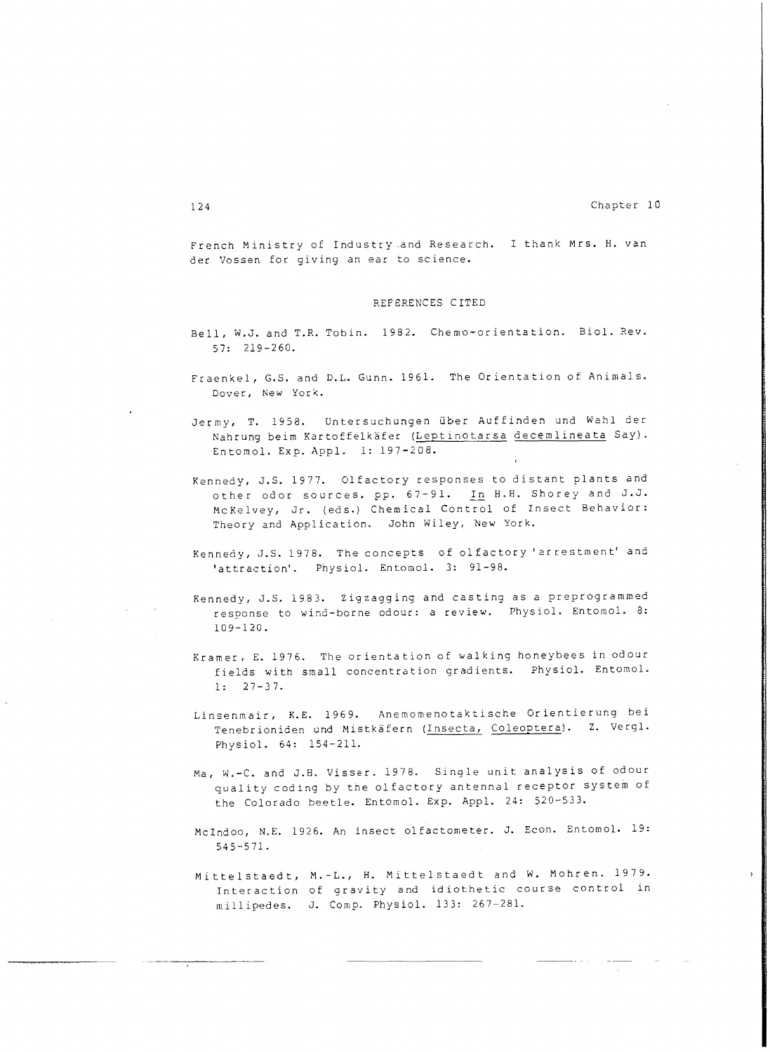French Ministry of Industry and Research. I thank Mrs. H. van der Vossen for giving an ear to science.

## REFERENCES CITED

Bell, W.J. and T.R. Tobin. 1982. Chemo-orientation. Biol. Rev. 57: 219-260.

Fraenkel, G.S. and D.L. Gunn. 1961. The Orientation of Animals. Dover, New York.

Jermy, T. 1958. Untersuchungen über Auffinden und Wahl der Nahrung beim Kartoffelkäfer (Leptinotarsa decemlineata Say). Entomol. Exp. Appl. 1: 197-208.

Kennedy, J.S. 1977. Olfactory responses to distant plants and other odor sources. pp. 67-91. In H.H. Shorey and J.J. McKelvey, Jr. (eds.) Chemical Control of Insect Behavior: Theory and Application. John Wiley, New York.

Kennedy, J.S. 1978. The concepts of olfactory 'arrestment' and 'attraction'. Physiol. Entomol. 3: 91-98.

Kennedy, J.S. 1983. Zigzagging and casting as a preprogrammed response to wind-borne odour: a review. Physiol. Entomol. 8: 109-120.

Kramer, E. 1976. The orientation of walking honeybees in odour fields with small concentration gradients. Physiol. Entomol. 1: 27-37.

Linsenmair, K.E. 1969. Anemomenotaktische Orientierung bei Tenebrioniden und Mistkäfern (Insecta, Coleoptera). Z. Vergl. Physiol. 64: 154-211.

Ma, W.-C. and J.H. Visser. 1978. Single unit analysis of odour quality coding by the olfactory antennal receptor system of the Colorado beetle. Entomol. Exp. Appl. 24: 520-533.

McIndoo, N.E. 1926. An insect olfactometer. J. Econ. Entomol. 19: 545-571.

Mittelstaedt, M.-L., H. Mittelstaedt and W. Mohren. 1979. Interaction of gravity and idiothetic course control in millipedes. J. Comp. Physiol. 133: 267-281.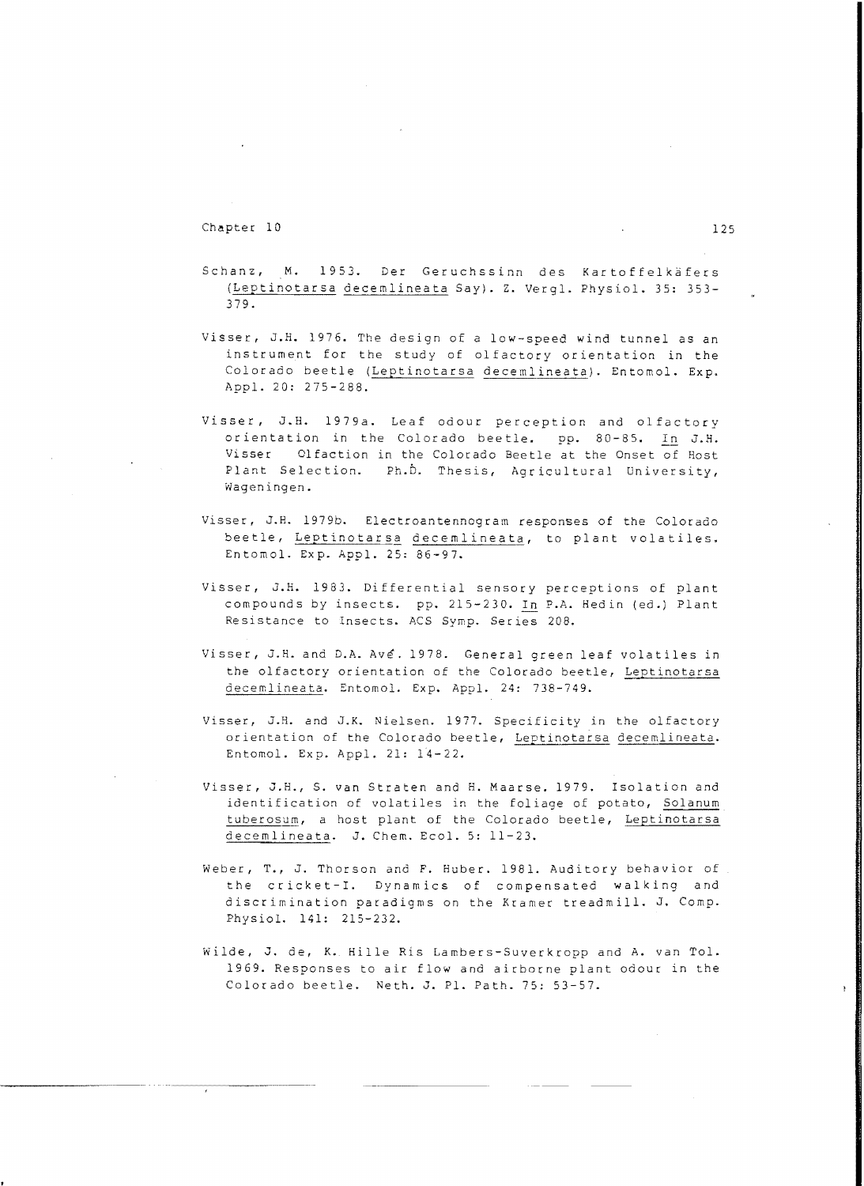Schanz, M. 1953. Der Geruchssinn des Kartoffelkäfers (Leptinotarsa decemlineata Say). Z. Vergl. Physiol. 35: 353-379.

Visser, J.H. 1976. The design of a low-speed wind tunnel as an instrument for the study of olfactory orientation in the Colorado beetle (Leptinotarsa decemlineata). Entomol. Exp. Appl. 20: 275-288.

Visser, J.H. 1979a. Leaf odour perception and olfactory orientation in the Colorado beetle. pp. 80-85. In J.H. Visser Olfaction in the Colorado Beetle at the Onset of Host Plant Selection. Ph.D. Thesis, Agricultural University, Wageningen.

Visser, J.H. 1979b. Electroantennogram responses of the Colorado beetle, Leptinotarsa decemlineata, to plant volatiles. Entomol. Exp. Appl. 25: 86-97.

Visser, J.H. 1983. Differential sensory perceptions of plant compounds by insects. pp. 215-230. In P.A. Hedin (ed.) Plant Resistance to Insects. ACS Symp. Series 208.

Visser, J.H. and D.A. Avé. 1978. General green leaf volatiles in the olfactory orientation of the Colorado beetle, Leptinotarsa decemlineata. Entomol. Exp. Appl. 24: 738-749.

Visser, J.H. and J.K. Nielsen. 1977. Specificity in the olfactory orientation of the Colorado beetle, Leptinotarsa decemlineata. Entomol. Exp. Appl. 21: 14-22.

Visser, J.H., S. van Straten and H. Maarse. 1979. Isolation and identification of volatiles in the foliage of potato, Solanum tuberosum, a host plant of the Colorado beetle, Leptinotarsa decemlineata. J. Chem. Ecol. 5: 11-23.

Weber, T., J. Thorson and F. Huber. 1981. Auditory behavior of the cricket-I. Dynamics of compensated walking and discrimination paradigms on the Kramer treadmill. J. Comp. Physiol. 141: 215-232.

Wilde, J. de, K. Hille Ris Lambers-Suverkropp and A. van Tol. 1969. Responses to air flow and airborne plant odour in the Colorado beetle. Neth. J. Pl. Path. 75: 53-57.